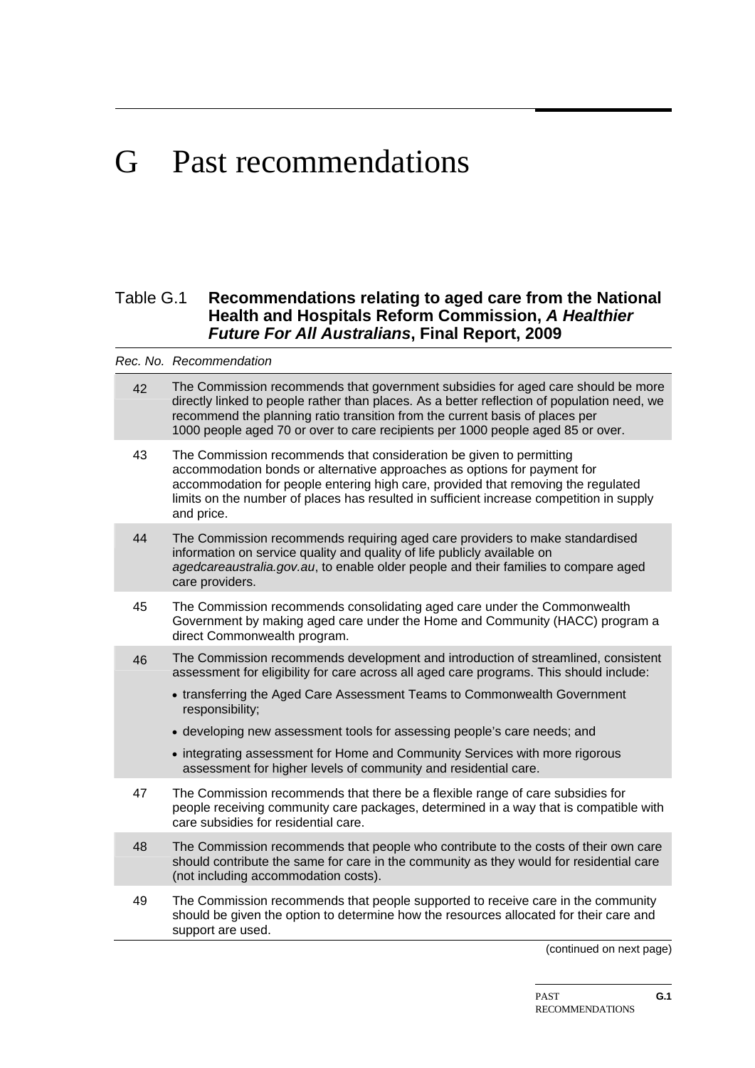# G Past recommendations

## Table G.1 Recommendations relating to aged care from the National Health and Hospitals Reform Commission, ***A Healthier Future For All Australians***, Final Report, 2009

| *Rec. No.* | *Recommendation* |
|---|---|
| 42 | The Commission recommends that government subsidies for aged care should be more directly linked to people rather than places. As a better reflection of population need, we recommend the planning ratio transition from the current basis of places per 1000 people aged 70 or over to care recipients per 1000 people aged 85 or over. |
| 43 | The Commission recommends that consideration be given to permitting accommodation bonds or alternative approaches as options for payment for accommodation for people entering high care, provided that removing the regulated limits on the number of places has resulted in sufficient increase competition in supply and price. |
| 44 | The Commission recommends requiring aged care providers to make standardised information on service quality and quality of life publicly available on *agedcareaustralia.gov.au*, to enable older people and their families to compare aged care providers. |
| 45 | The Commission recommends consolidating aged care under the Commonwealth Government by making aged care under the Home and Community (HACC) program a direct Commonwealth program. |
| 46 | The Commission recommends development and introduction of streamlined, consistent assessment for eligibility for care across all aged care programs. This should include: <br>• transferring the Aged Care Assessment Teams to Commonwealth Government responsibility; <br>• developing new assessment tools for assessing people's care needs; and <br>• integrating assessment for Home and Community Services with more rigorous assessment for higher levels of community and residential care. |
| 47 | The Commission recommends that there be a flexible range of care subsidies for people receiving community care packages, determined in a way that is compatible with care subsidies for residential care. |
| 48 | The Commission recommends that people who contribute to the costs of their own care should contribute the same for care in the community as they would for residential care (not including accommodation costs). |
| 49 | The Commission recommends that people supported to receive care in the community should be given the option to determine how the resources allocated for their care and support are used. |

(continued on next page)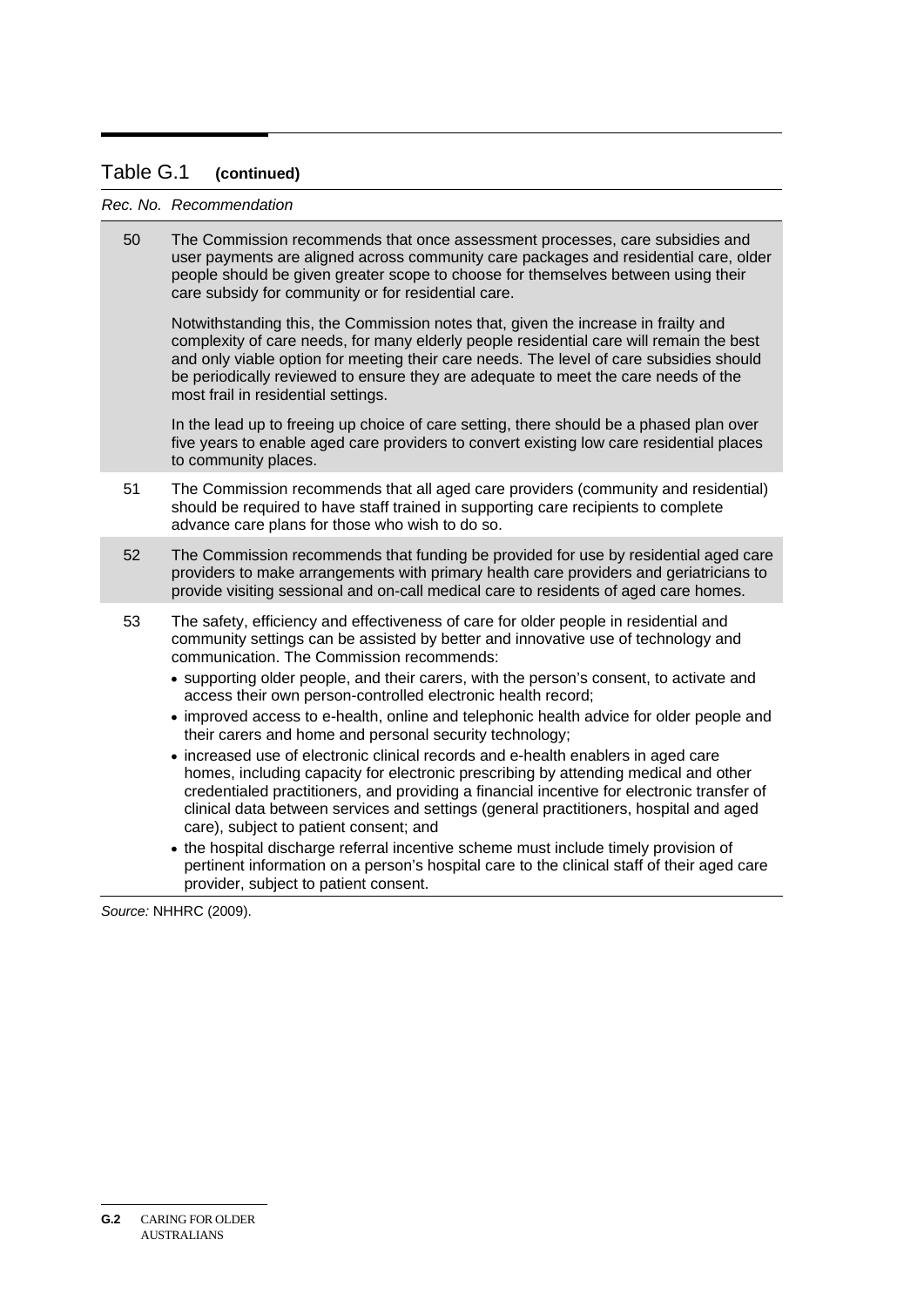### Table G.1 **(continued)**

| *Rec. No.* | *Recommendation* |
|---|---|
| 50 | The Commission recommends that once assessment processes, care subsidies and user payments are aligned across community care packages and residential care, older people should be given greater scope to choose for themselves between using their care subsidy for community or for residential care.<br><br>Notwithstanding this, the Commission notes that, given the increase in frailty and complexity of care needs, for many elderly people residential care will remain the best and only viable option for meeting their care needs. The level of care subsidies should be periodically reviewed to ensure they are adequate to meet the care needs of the most frail in residential settings.<br><br>In the lead up to freeing up choice of care setting, there should be a phased plan over five years to enable aged care providers to convert existing low care residential places to community places. |
| 51 | The Commission recommends that all aged care providers (community and residential) should be required to have staff trained in supporting care recipients to complete advance care plans for those who wish to do so. |
| 52 | The Commission recommends that funding be provided for use by residential aged care providers to make arrangements with primary health care providers and geriatricians to provide visiting sessional and on-call medical care to residents of aged care homes. |
| 53 | The safety, efficiency and effectiveness of care for older people in residential and community settings can be assisted by better and innovative use of technology and communication. The Commission recommends:<br>• supporting older people, and their carers, with the person's consent, to activate and access their own person-controlled electronic health record;<br>• improved access to e-health, online and telephonic health advice for older people and their carers and home and personal security technology;<br>• increased use of electronic clinical records and e-health enablers in aged care homes, including capacity for electronic prescribing by attending medical and other credentialed practitioners, and providing a financial incentive for electronic transfer of clinical data between services and settings (general practitioners, hospital and aged care), subject to patient consent; and<br>• the hospital discharge referral incentive scheme must include timely provision of pertinent information on a person's hospital care to the clinical staff of their aged care provider, subject to patient consent. |

*Source:* NHHRC (2009).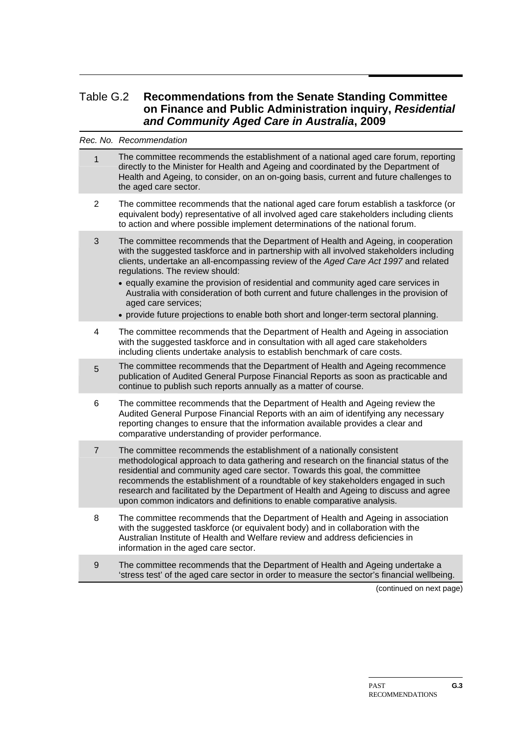## Table G.2 **Recommendations from the Senate Standing Committee on Finance and Public Administration inquiry, *Residential and Community Aged Care in Australia*, 2009**

| *Rec. No.* | *Recommendation* |
|---|---|
| 1 | The committee recommends the establishment of a national aged care forum, reporting directly to the Minister for Health and Ageing and coordinated by the Department of Health and Ageing, to consider, on an on-going basis, current and future challenges to the aged care sector. |
| 2 | The committee recommends that the national aged care forum establish a taskforce (or equivalent body) representative of all involved aged care stakeholders including clients to action and where possible implement determinations of the national forum. |
| 3 | The committee recommends that the Department of Health and Ageing, in cooperation with the suggested taskforce and in partnership with all involved stakeholders including clients, undertake an all-encompassing review of the *Aged Care Act 1997* and related regulations. The review should: <br>• equally examine the provision of residential and community aged care services in Australia with consideration of both current and future challenges in the provision of aged care services; <br>• provide future projections to enable both short and longer-term sectoral planning. |
| 4 | The committee recommends that the Department of Health and Ageing in association with the suggested taskforce and in consultation with all aged care stakeholders including clients undertake analysis to establish benchmark of care costs. |
| 5 | The committee recommends that the Department of Health and Ageing recommence publication of Audited General Purpose Financial Reports as soon as practicable and continue to publish such reports annually as a matter of course. |
| 6 | The committee recommends that the Department of Health and Ageing review the Audited General Purpose Financial Reports with an aim of identifying any necessary reporting changes to ensure that the information available provides a clear and comparative understanding of provider performance. |
| 7 | The committee recommends the establishment of a nationally consistent methodological approach to data gathering and research on the financial status of the residential and community aged care sector. Towards this goal, the committee recommends the establishment of a roundtable of key stakeholders engaged in such research and facilitated by the Department of Health and Ageing to discuss and agree upon common indicators and definitions to enable comparative analysis. |
| 8 | The committee recommends that the Department of Health and Ageing in association with the suggested taskforce (or equivalent body) and in collaboration with the Australian Institute of Health and Welfare review and address deficiencies in information in the aged care sector. |
| 9 | The committee recommends that the Department of Health and Ageing undertake a 'stress test' of the aged care sector in order to measure the sector's financial wellbeing. |

(continued on next page)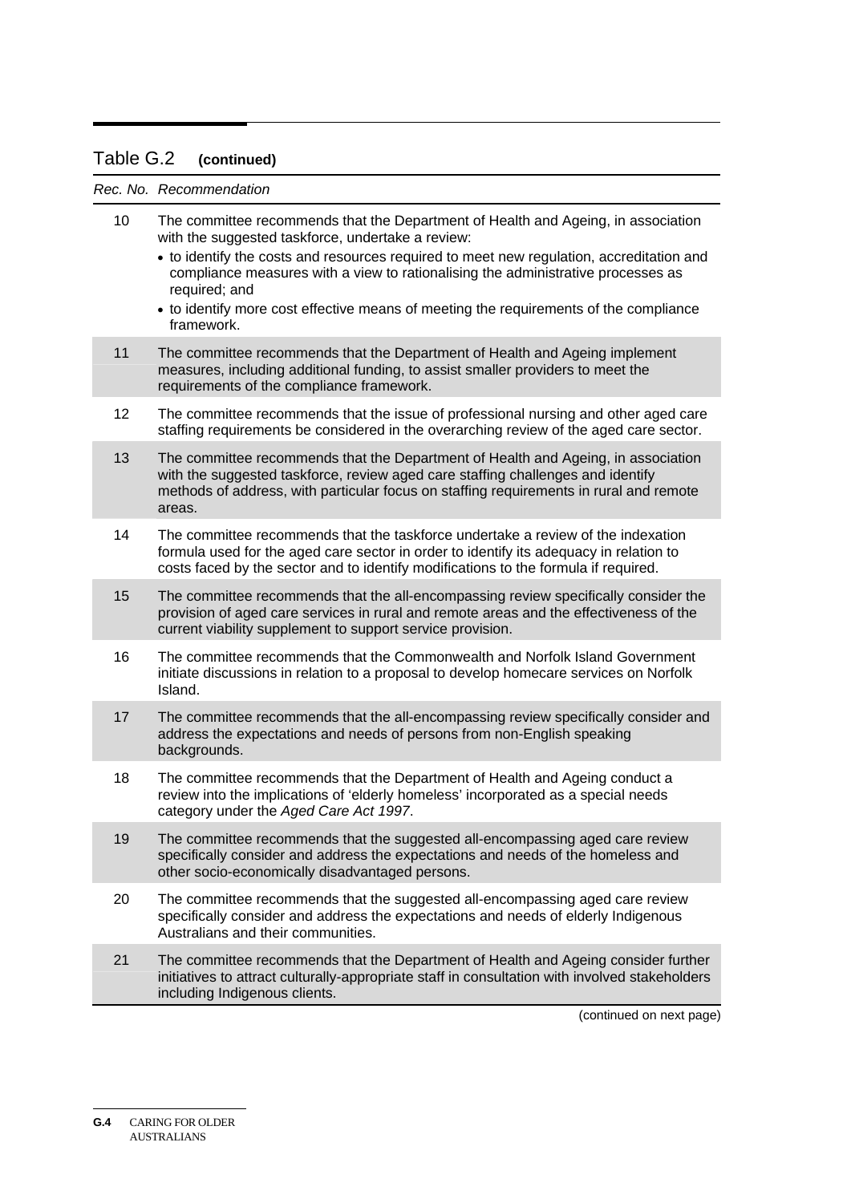## Table G.2 **(continued)**

| *Rec. No.* | *Recommendation* |
|---|---|
| 10 | The committee recommends that the Department of Health and Ageing, in association with the suggested taskforce, undertake a review:<br>• to identify the costs and resources required to meet new regulation, accreditation and compliance measures with a view to rationalising the administrative processes as required; and<br>• to identify more cost effective means of meeting the requirements of the compliance framework. |
| 11 | The committee recommends that the Department of Health and Ageing implement measures, including additional funding, to assist smaller providers to meet the requirements of the compliance framework. |
| 12 | The committee recommends that the issue of professional nursing and other aged care staffing requirements be considered in the overarching review of the aged care sector. |
| 13 | The committee recommends that the Department of Health and Ageing, in association with the suggested taskforce, review aged care staffing challenges and identify methods of address, with particular focus on staffing requirements in rural and remote areas. |
| 14 | The committee recommends that the taskforce undertake a review of the indexation formula used for the aged care sector in order to identify its adequacy in relation to costs faced by the sector and to identify modifications to the formula if required. |
| 15 | The committee recommends that the all-encompassing review specifically consider the provision of aged care services in rural and remote areas and the effectiveness of the current viability supplement to support service provision. |
| 16 | The committee recommends that the Commonwealth and Norfolk Island Government initiate discussions in relation to a proposal to develop homecare services on Norfolk Island. |
| 17 | The committee recommends that the all-encompassing review specifically consider and address the expectations and needs of persons from non-English speaking backgrounds. |
| 18 | The committee recommends that the Department of Health and Ageing conduct a review into the implications of 'elderly homeless' incorporated as a special needs category under the *Aged Care Act 1997*. |
| 19 | The committee recommends that the suggested all-encompassing aged care review specifically consider and address the expectations and needs of the homeless and other socio-economically disadvantaged persons. |
| 20 | The committee recommends that the suggested all-encompassing aged care review specifically consider and address the expectations and needs of elderly Indigenous Australians and their communities. |
| 21 | The committee recommends that the Department of Health and Ageing consider further initiatives to attract culturally-appropriate staff in consultation with involved stakeholders including Indigenous clients. |

(continued on next page)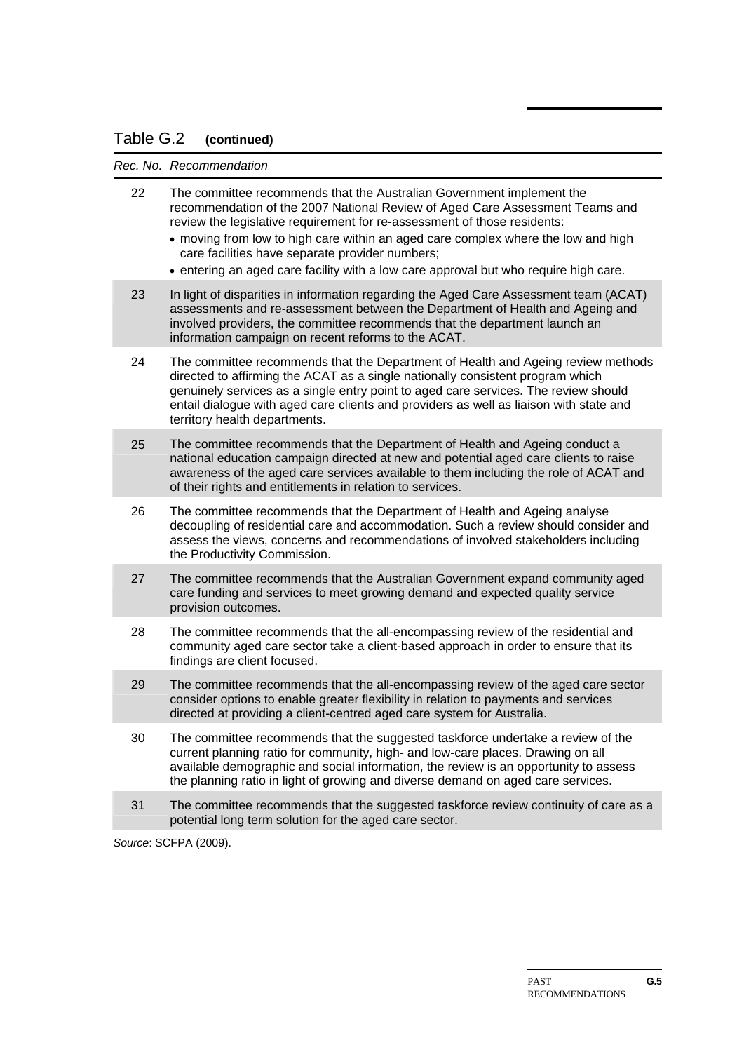## Table G.2 (continued)

| *Rec. No.* | *Recommendation* |
|---|---|
| 22 | The committee recommends that the Australian Government implement the recommendation of the 2007 National Review of Aged Care Assessment Teams and review the legislative requirement for re-assessment of those residents:<br>• moving from low to high care within an aged care complex where the low and high care facilities have separate provider numbers;<br>• entering an aged care facility with a low care approval but who require high care. |
| 23 | In light of disparities in information regarding the Aged Care Assessment team (ACAT) assessments and re-assessment between the Department of Health and Ageing and involved providers, the committee recommends that the department launch an information campaign on recent reforms to the ACAT. |
| 24 | The committee recommends that the Department of Health and Ageing review methods directed to affirming the ACAT as a single nationally consistent program which genuinely services as a single entry point to aged care services. The review should entail dialogue with aged care clients and providers as well as liaison with state and territory health departments. |
| 25 | The committee recommends that the Department of Health and Ageing conduct a national education campaign directed at new and potential aged care clients to raise awareness of the aged care services available to them including the role of ACAT and of their rights and entitlements in relation to services. |
| 26 | The committee recommends that the Department of Health and Ageing analyse decoupling of residential care and accommodation. Such a review should consider and assess the views, concerns and recommendations of involved stakeholders including the Productivity Commission. |
| 27 | The committee recommends that the Australian Government expand community aged care funding and services to meet growing demand and expected quality service provision outcomes. |
| 28 | The committee recommends that the all-encompassing review of the residential and community aged care sector take a client-based approach in order to ensure that its findings are client focused. |
| 29 | The committee recommends that the all-encompassing review of the aged care sector consider options to enable greater flexibility in relation to payments and services directed at providing a client-centred aged care system for Australia. |
| 30 | The committee recommends that the suggested taskforce undertake a review of the current planning ratio for community, high- and low-care places. Drawing on all available demographic and social information, the review is an opportunity to assess the planning ratio in light of growing and diverse demand on aged care services. |
| 31 | The committee recommends that the suggested taskforce review continuity of care as a potential long term solution for the aged care sector. |

*Source*: SCFPA (2009).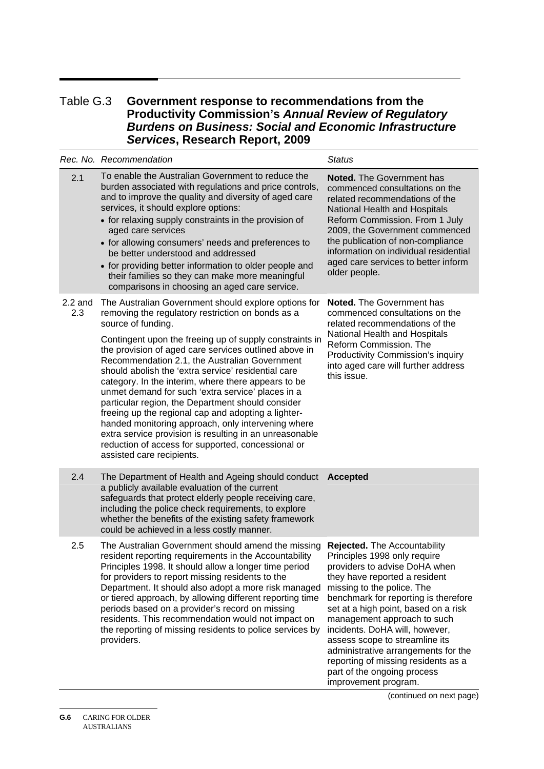Table G.3 **Government response to recommendations from the Productivity Commission's *Annual Review of Regulatory Burdens on Business: Social and Economic Infrastructure Services*, Research Report, 2009**

| *Rec. No.* | *Recommendation* | *Status* |
|---|---|---|
| 2.1 | To enable the Australian Government to reduce the burden associated with regulations and price controls, and to improve the quality and diversity of aged care services, it should explore options: <br>• for relaxing supply constraints in the provision of aged care services <br>• for allowing consumers' needs and preferences to be better understood and addressed <br>• for providing better information to older people and their families so they can make more meaningful comparisons in choosing an aged care service. | **Noted.** The Government has commenced consultations on the related recommendations of the National Health and Hospitals Reform Commission. From 1 July 2009, the Government commenced the publication of non-compliance information on individual residential aged care services to better inform older people. |
| 2.2 and 2.3 | The Australian Government should explore options for removing the regulatory restriction on bonds as a source of funding. <br><br>Contingent upon the freeing up of supply constraints in the provision of aged care services outlined above in Recommendation 2.1, the Australian Government should abolish the 'extra service' residential care category. In the interim, where there appears to be unmet demand for such 'extra service' places in a particular region, the Department should consider freeing up the regional cap and adopting a lighter-handed monitoring approach, only intervening where extra service provision is resulting in an unreasonable reduction of access for supported, concessional or assisted care recipients. | **Noted.** The Government has commenced consultations on the related recommendations of the National Health and Hospitals Reform Commission. The Productivity Commission's inquiry into aged care will further address this issue. |
| 2.4 | The Department of Health and Ageing should conduct a publicly available evaluation of the current safeguards that protect elderly people receiving care, including the police check requirements, to explore whether the benefits of the existing safety framework could be achieved in a less costly manner. | **Accepted** |
| 2.5 | The Australian Government should amend the missing resident reporting requirements in the Accountability Principles 1998. It should allow a longer time period for providers to report missing residents to the Department. It should also adopt a more risk managed or tiered approach, by allowing different reporting time periods based on a provider's record on missing residents. This recommendation would not impact on the reporting of missing residents to police services by providers. | **Rejected.** The Accountability Principles 1998 only require providers to advise DoHA when they have reported a resident missing to the police. The benchmark for reporting is therefore set at a high point, based on a risk management approach to such incidents. DoHA will, however, assess scope to streamline its administrative arrangements for the reporting of missing residents as a part of the ongoing process improvement program. |

(continued on next page)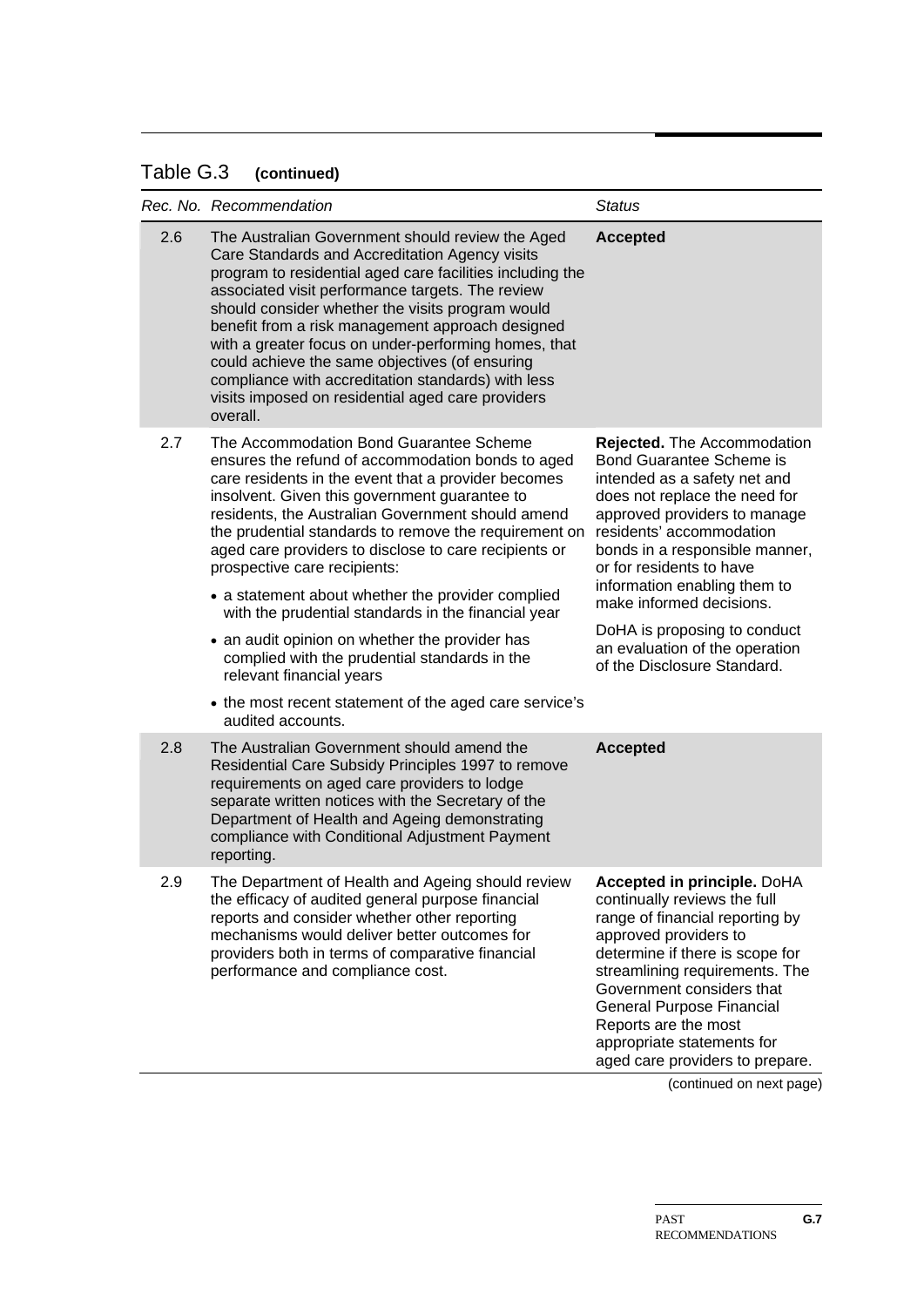Table G.3 **(continued)**

| *Rec. No.* | *Recommendation* | *Status* |
|---|---|---|
| 2.6 | The Australian Government should review the Aged Care Standards and Accreditation Agency visits program to residential aged care facilities including the associated visit performance targets. The review should consider whether the visits program would benefit from a risk management approach designed with a greater focus on under-performing homes, that could achieve the same objectives (of ensuring compliance with accreditation standards) with less visits imposed on residential aged care providers overall. | **Accepted** |
| 2.7 | The Accommodation Bond Guarantee Scheme ensures the refund of accommodation bonds to aged care residents in the event that a provider becomes insolvent. Given this government guarantee to residents, the Australian Government should amend the prudential standards to remove the requirement on aged care providers to disclose to care recipients or prospective care recipients: <br>• a statement about whether the provider complied with the prudential standards in the financial year <br>• an audit opinion on whether the provider has complied with the prudential standards in the relevant financial years <br>• the most recent statement of the aged care service's audited accounts. | **Rejected.** The Accommodation Bond Guarantee Scheme is intended as a safety net and does not replace the need for approved providers to manage residents' accommodation bonds in a responsible manner, or for residents to have information enabling them to make informed decisions. <br>DoHA is proposing to conduct an evaluation of the operation of the Disclosure Standard. |
| 2.8 | The Australian Government should amend the Residential Care Subsidy Principles 1997 to remove requirements on aged care providers to lodge separate written notices with the Secretary of the Department of Health and Ageing demonstrating compliance with Conditional Adjustment Payment reporting. | **Accepted** |
| 2.9 | The Department of Health and Ageing should review the efficacy of audited general purpose financial reports and consider whether other reporting mechanisms would deliver better outcomes for providers both in terms of comparative financial performance and compliance cost. | **Accepted in principle.** DoHA continually reviews the full range of financial reporting by approved providers to determine if there is scope for streamlining requirements. The Government considers that General Purpose Financial Reports are the most appropriate statements for aged care providers to prepare. |

(continued on next page)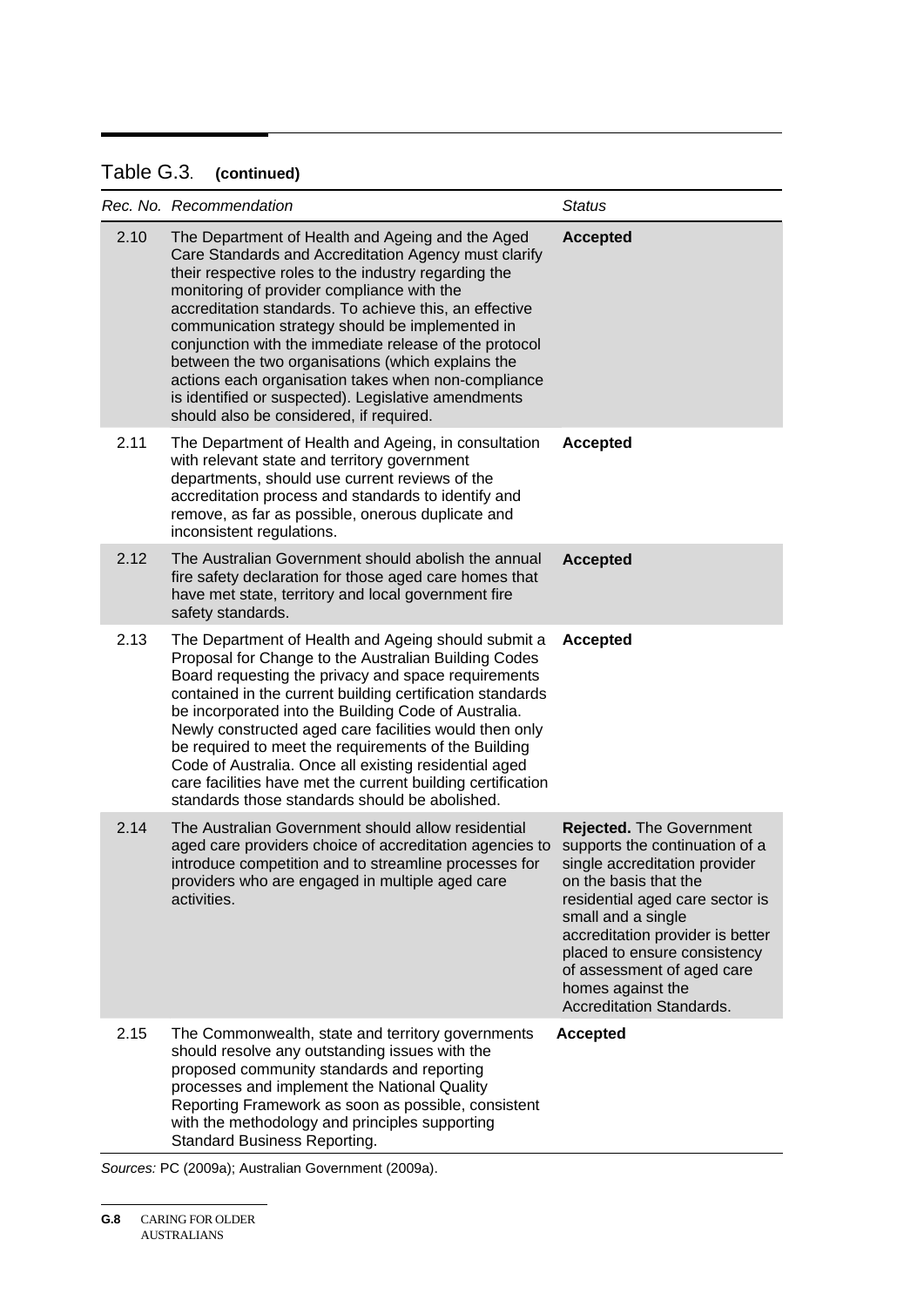Table G.3. **(continued)**

| *Rec. No.* | *Recommendation* | *Status* |
|---|---|---|
| 2.10 | The Department of Health and Ageing and the Aged Care Standards and Accreditation Agency must clarify their respective roles to the industry regarding the monitoring of provider compliance with the accreditation standards. To achieve this, an effective communication strategy should be implemented in conjunction with the immediate release of the protocol between the two organisations (which explains the actions each organisation takes when non-compliance is identified or suspected). Legislative amendments should also be considered, if required. | **Accepted** |
| 2.11 | The Department of Health and Ageing, in consultation with relevant state and territory government departments, should use current reviews of the accreditation process and standards to identify and remove, as far as possible, onerous duplicate and inconsistent regulations. | **Accepted** |
| 2.12 | The Australian Government should abolish the annual fire safety declaration for those aged care homes that have met state, territory and local government fire safety standards. | **Accepted** |
| 2.13 | The Department of Health and Ageing should submit a Proposal for Change to the Australian Building Codes Board requesting the privacy and space requirements contained in the current building certification standards be incorporated into the Building Code of Australia. Newly constructed aged care facilities would then only be required to meet the requirements of the Building Code of Australia. Once all existing residential aged care facilities have met the current building certification standards those standards should be abolished. | **Accepted** |
| 2.14 | The Australian Government should allow residential aged care providers choice of accreditation agencies to introduce competition and to streamline processes for providers who are engaged in multiple aged care activities. | **Rejected.** The Government supports the continuation of a single accreditation provider on the basis that the residential aged care sector is small and a single accreditation provider is better placed to ensure consistency of assessment of aged care homes against the Accreditation Standards. |
| 2.15 | The Commonwealth, state and territory governments should resolve any outstanding issues with the proposed community standards and reporting processes and implement the National Quality Reporting Framework as soon as possible, consistent with the methodology and principles supporting Standard Business Reporting. | **Accepted** |

*Sources:* PC (2009a); Australian Government (2009a).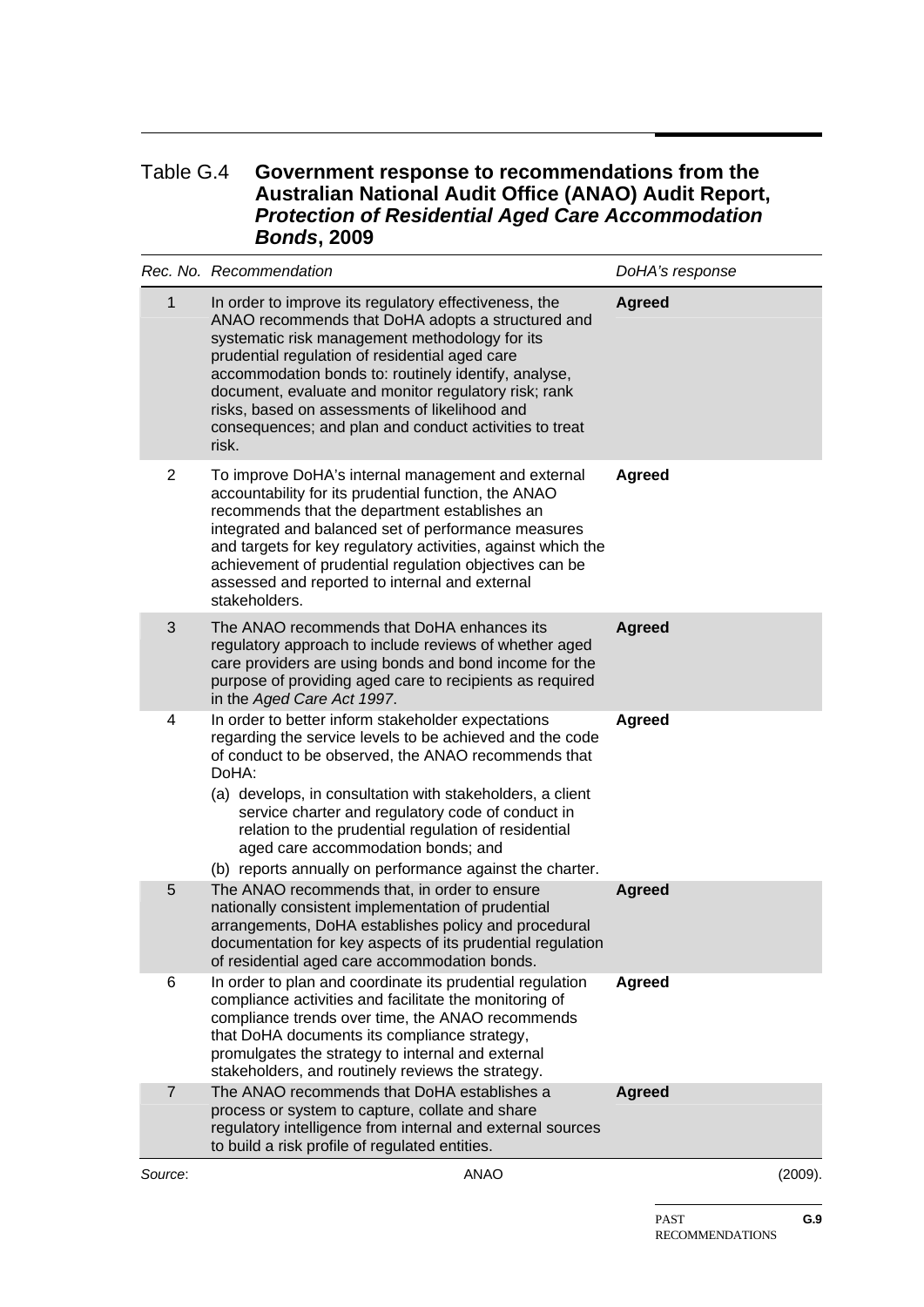Table G.4 **Government response to recommendations from the Australian National Audit Office (ANAO) Audit Report, *Protection of Residential Aged Care Accommodation Bonds*, 2009**

| *Rec. No.* | *Recommendation* | *DoHA's response* |
|---|---|---|
| 1 | In order to improve its regulatory effectiveness, the ANAO recommends that DoHA adopts a structured and systematic risk management methodology for its prudential regulation of residential aged care accommodation bonds to: routinely identify, analyse, document, evaluate and monitor regulatory risk; rank risks, based on assessments of likelihood and consequences; and plan and conduct activities to treat risk. | **Agreed** |
| 2 | To improve DoHA's internal management and external accountability for its prudential function, the ANAO recommends that the department establishes an integrated and balanced set of performance measures and targets for key regulatory activities, against which the achievement of prudential regulation objectives can be assessed and reported to internal and external stakeholders. | **Agreed** |
| 3 | The ANAO recommends that DoHA enhances its regulatory approach to include reviews of whether aged care providers are using bonds and bond income for the purpose of providing aged care to recipients as required in the *Aged Care Act 1997*. | **Agreed** |
| 4 | In order to better inform stakeholder expectations regarding the service levels to be achieved and the code of conduct to be observed, the ANAO recommends that DoHA: (a) develops, in consultation with stakeholders, a client service charter and regulatory code of conduct in relation to the prudential regulation of residential aged care accommodation bonds; and (b) reports annually on performance against the charter. | **Agreed** |
| 5 | The ANAO recommends that, in order to ensure nationally consistent implementation of prudential arrangements, DoHA establishes policy and procedural documentation for key aspects of its prudential regulation of residential aged care accommodation bonds. | **Agreed** |
| 6 | In order to plan and coordinate its prudential regulation compliance activities and facilitate the monitoring of compliance trends over time, the ANAO recommends that DoHA documents its compliance strategy, promulgates the strategy to internal and external stakeholders, and routinely reviews the strategy. | **Agreed** |
| 7 | The ANAO recommends that DoHA establishes a process or system to capture, collate and share regulatory intelligence from internal and external sources to build a risk profile of regulated entities. | **Agreed** |

*Source*: ANAO (2009).